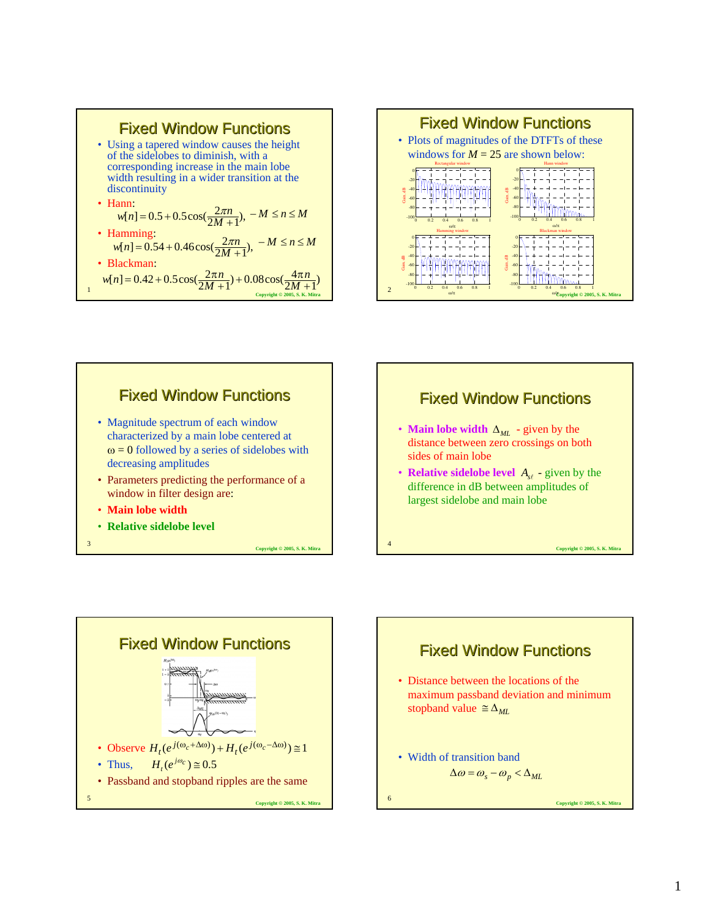## Fixed Window Functions

- Using a tapered window causes the height of the sidelobes to diminish, with a corresponding increase in the main lobe width resulting in a wider transition at the discontinuity
- Hann:
$$w[n] = 0.5 + 0.5\cos(\frac{2\pi n}{2M+1}), \quad -M \le n \le M$$
- Hamming:
$$w[n] = 0.54 + 0.46\cos(\frac{2\pi n}{2M+1}), \quad -M \le n \le M$$
- Blackman:
$$w[n] = 0.42 + 0.5\cos(\frac{2\pi n}{2M+1}) + 0.08\cos(\frac{4\pi n}{2M+1})$$

## Fixed Window Functions

- Plots of magnitudes of the DTFTs of these windows for $M = 25$ are shown below:

## Fixed Window Functions

- Magnitude spectrum of each window characterized by a main lobe centered at $\omega = 0$ followed by a series of sidelobes with decreasing amplitudes
- Parameters predicting the performance of a window in filter design are:
- **Main lobe width**
- **Relative sidelobe level**

## Fixed Window Functions

- **Main lobe width** $\Delta_{ML}$ - given by the distance between zero crossings on both sides of main lobe
- **Relative sidelobe level** $A_{s\ell}$ - given by the difference in dB between amplitudes of largest sidelobe and main lobe

## Fixed Window Functions

- Observe $H_t(e^{j(\omega_c+\Delta\omega)}) + H_t(e^{j(\omega_c-\Delta\omega)}) \cong 1$
- Thus, $\quad H_t(e^{j\omega_c}) \cong 0.5$
- Passband and stopband ripples are the same

## Fixed Window Functions

- Distance between the locations of the maximum passband deviation and minimum stopband value $\cong \Delta_{ML}$
- Width of transition band
$$\Delta\omega = \omega_s - \omega_p < \Delta_{ML}$$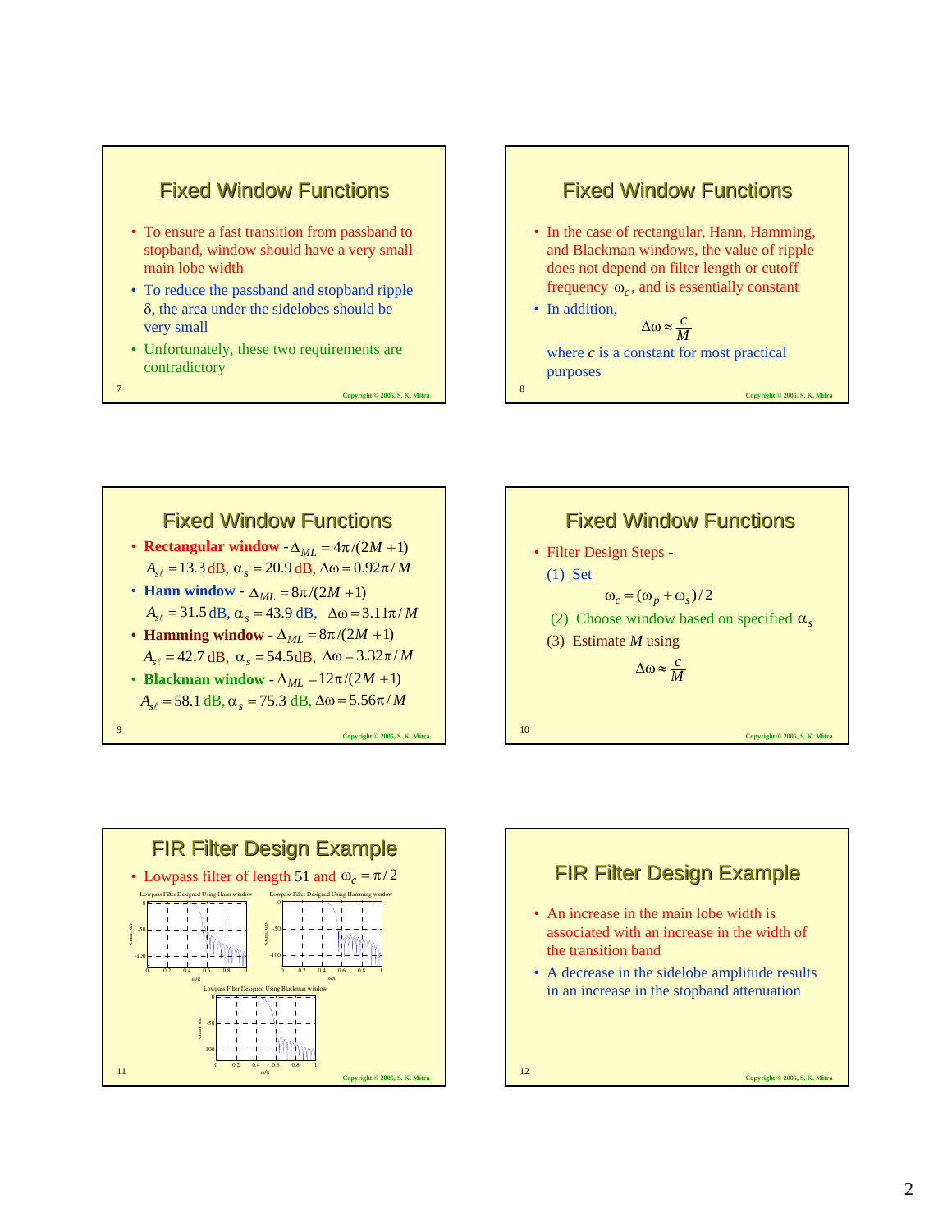## Fixed Window Functions

- To ensure a fast transition from passband to stopband, window should have a very small main lobe width
- To reduce the passband and stopband ripple $\delta$, the area under the sidelobes should be very small
- Unfortunately, these two requirements are contradictory

## Fixed Window Functions

- In the case of rectangular, Hann, Hamming, and Blackman windows, the value of ripple does not depend on filter length or cutoff frequency $\omega_c$, and is essentially constant
- In addition,

$$\Delta\omega \approx \frac{c}{M}$$

where $c$ is a constant for most practical purposes

## Fixed Window Functions

- **Rectangular window** - $\Delta_{ML} = 4\pi/(2M+1)$
  $A_{s\ell} = 13.3$ dB, $\alpha_s = 20.9$ dB, $\Delta\omega = 0.92\pi/M$
- **Hann window** - $\Delta_{ML} = 8\pi/(2M+1)$
  $A_{s\ell} = 31.5$ dB, $\alpha_s = 43.9$ dB, $\Delta\omega = 3.11\pi/M$
- **Hamming window** - $\Delta_{ML} = 8\pi/(2M+1)$
  $A_{s\ell} = 42.7$ dB, $\alpha_s = 54.5$dB, $\Delta\omega = 3.32\pi/M$
- **Blackman window** - $\Delta_{ML} = 12\pi/(2M+1)$
  $A_{s\ell} = 58.1$ dB, $\alpha_s = 75.3$ dB, $\Delta\omega = 5.56\pi/M$

## Fixed Window Functions

- Filter Design Steps -

  (1) Set

  $$\omega_c = (\omega_p + \omega_s)/2$$

  (2) Choose window based on specified $\alpha_s$

  (3) Estimate $M$ using

  $$\Delta\omega \approx \frac{c}{M}$$

## FIR Filter Design Example

- Lowpass filter of length 51 and $\omega_c = \pi/2$

Lowpass Filter Designed Using Hann window

Lowpass Filter Designed Using Hamming window

Lowpass Filter Designed Using Blackman window

## FIR Filter Design Example

- An increase in the main lobe width is associated with an increase in the width of the transition band
- A decrease in the sidelobe amplitude results in an increase in the stopband attenuation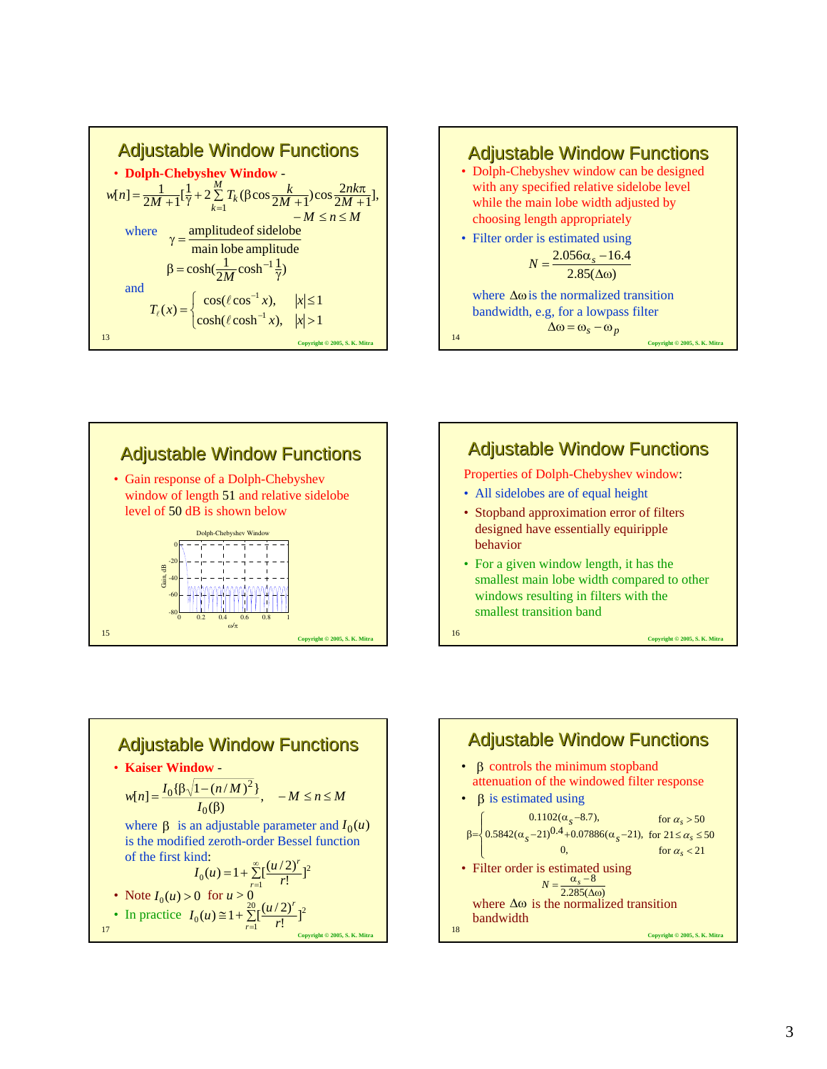## Adjustable Window Functions

- **Dolph-Chebyshev Window** -

$$w[n] = \frac{1}{2M+1}\left[\frac{1}{\gamma} + 2\sum_{k=1}^{M} T_k\left(\beta\cos\frac{k}{2M+1}\right)\cos\frac{2nk\pi}{2M+1}\right], \quad -M \le n \le M$$

where $$\gamma = \frac{\text{amplitude of sidelobe}}{\text{main lobe amplitude}}$$

$$\beta = \cosh\left(\frac{1}{2M}\cosh^{-1}\frac{1}{\gamma}\right)$$

and

$$T_\ell(x) = \begin{cases} \cos(\ell\cos^{-1}x), & |x| \le 1 \\ \cosh(\ell\cosh^{-1}x), & |x| > 1 \end{cases}$$

## Adjustable Window Functions

- Dolph-Chebyshev window can be designed with any specified relative sidelobe level while the main lobe width adjusted by choosing length appropriately
- Filter order is estimated using

$$N = \frac{2.056\alpha_s - 16.4}{2.85(\Delta\omega)}$$

where $\Delta\omega$ is the normalized transition bandwidth, e.g, for a lowpass filter

$$\Delta\omega = \omega_s - \omega_p$$

## Adjustable Window Functions

- Gain response of a Dolph-Chebyshev window of length 51 and relative sidelobe level of 50 dB is shown below

Dolph-Chebyshev Window (Gain, dB vs. $\omega/\pi$)

## Adjustable Window Functions

Properties of Dolph-Chebyshev window:

- All sidelobes are of equal height
- Stopband approximation error of filters designed have essentially equiripple behavior
- For a given window length, it has the smallest main lobe width compared to other windows resulting in filters with the smallest transition band

## Adjustable Window Functions

- **Kaiser Window** -

$$w[n] = \frac{I_0\{\beta\sqrt{1-(n/M)^2}\}}{I_0(\beta)}, \quad -M \le n \le M$$

where $\beta$ is an adjustable parameter and $I_0(u)$ is the modified zeroth-order Bessel function of the first kind:

$$I_0(u) = 1 + \sum_{r=1}^{\infty}\left[\frac{(u/2)^r}{r!}\right]^2$$

- Note $I_0(u) > 0$ for $u > 0$
- In practice $I_0(u) \cong 1 + \sum_{r=1}^{20}\left[\frac{(u/2)^r}{r!}\right]^2$

## Adjustable Window Functions

- $\beta$ controls the minimum stopband attenuation of the windowed filter response
- $\beta$ is estimated using

$$\beta = \begin{cases} 0.1102(\alpha_s - 8.7), & \text{for } \alpha_s > 50 \\ 0.5842(\alpha_s - 21)^{0.4} + 0.07886(\alpha_s - 21), & \text{for } 21 \le \alpha_s \le 50 \\ 0, & \text{for } \alpha_s < 21 \end{cases}$$

- Filter order is estimated using

$$N = \frac{\alpha_s - 8}{2.285(\Delta\omega)}$$

where $\Delta\omega$ is the normalized transition bandwidth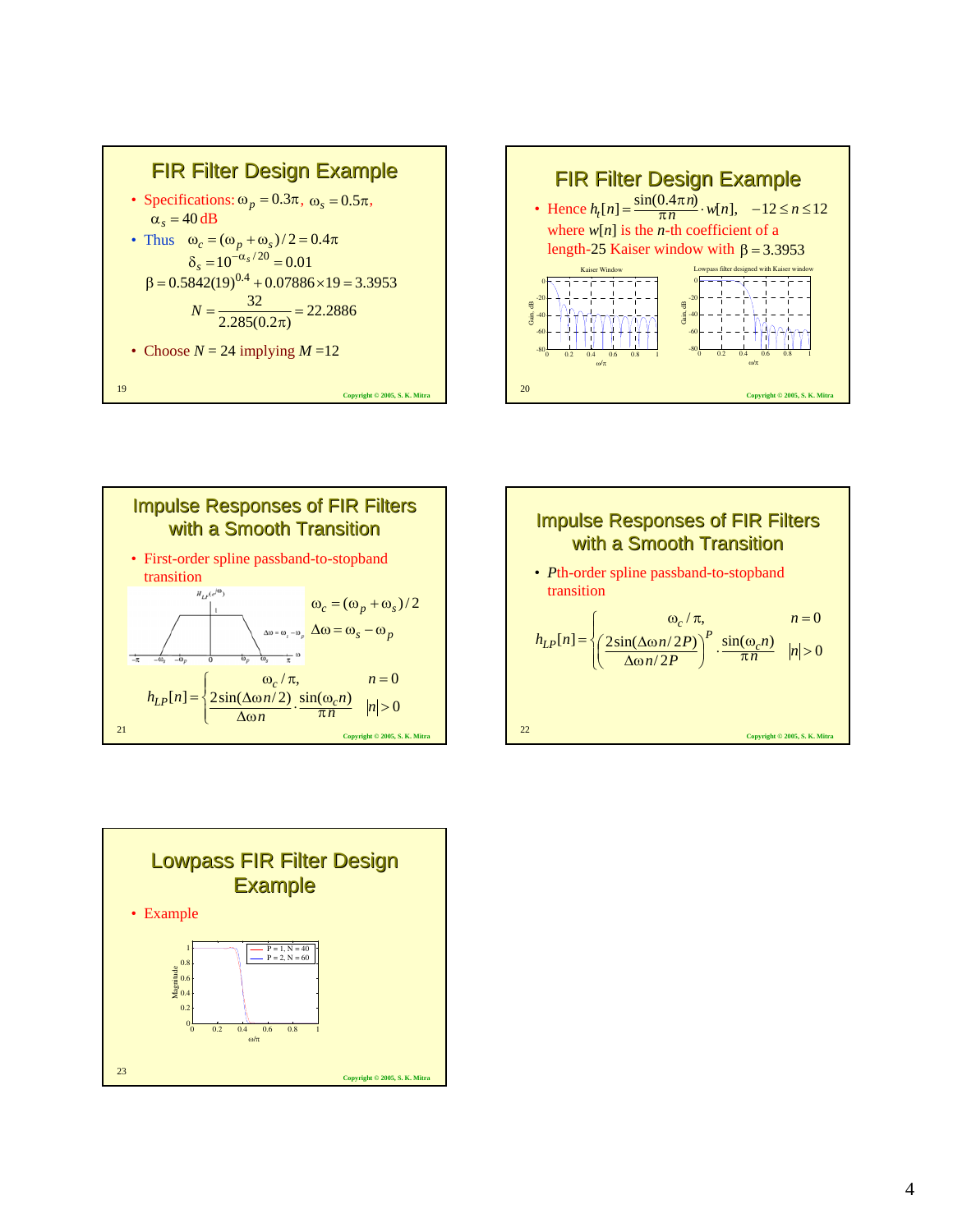## FIR Filter Design Example

- Specifications: $\omega_p = 0.3\pi$, $\omega_s = 0.5\pi$, $\alpha_s = 40$ dB
- Thus $\omega_c = (\omega_p + \omega_s)/2 = 0.4\pi$

$$\delta_s = 10^{-\alpha_s/20} = 0.01$$

$$\beta = 0.5842(19)^{0.4} + 0.07886 \times 19 = 3.3953$$

$$N = \frac{32}{2.285(0.2\pi)} = 22.2886$$

- Choose $N = 24$ implying $M = 12$

Copyright © 2005, S. K. Mitra

## FIR Filter Design Example

- Hence $h_t[n] = \dfrac{\sin(0.4\pi n)}{\pi n} \cdot w[n], \quad -12 \le n \le 12$
  where $w[n]$ is the $n$-th coefficient of a length-25 Kaiser window with $\beta = 3.3953$

Kaiser Window

Gain, dB

0
-20
-40
-60
-80

0 0.2 0.4 0.6 0.8 1

ω/π

Lowpass filter designed with Kaiser window

Gain, dB

0
-20
-40
-60
-80

0 0.2 0.4 0.6 0.8 1

ω/π

Copyright © 2005, S. K. Mitra

## Impulse Responses of FIR Filters with a Smooth Transition

- First-order spline passband-to-stopband transition

$H_{LP}(e^{j\omega})$

1

$\Delta\omega = \omega_s - \omega_p$

$-\pi$ $-\omega_s$ $-\omega_p$ 0 $\omega_p$ $\omega_s$ $\pi$ ω

$$\omega_c = (\omega_p + \omega_s)/2$$

$$\Delta\omega = \omega_s - \omega_p$$

$$h_{LP}[n] = \begin{cases} \omega_c/\pi, & n = 0 \\ \dfrac{2\sin(\Delta\omega n/2)}{\Delta\omega n} \cdot \dfrac{\sin(\omega_c n)}{\pi n} & |n| > 0 \end{cases}$$

Copyright © 2005, S. K. Mitra

## Impulse Responses of FIR Filters with a Smooth Transition

- $P$th-order spline passband-to-stopband transition

$$h_{LP}[n] = \begin{cases} \omega_c/\pi, & n = 0 \\ \left(\dfrac{2\sin(\Delta\omega n/2P)}{\Delta\omega n/2P}\right)^P \cdot \dfrac{\sin(\omega_c n)}{\pi n} & |n| > 0 \end{cases}$$

Copyright © 2005, S. K. Mitra

## Lowpass FIR Filter Design Example

- Example

P = 1, N = 40
P = 2, N = 60

Magnitude

1
0.8
0.6
0.4
0.2
0

0 0.2 0.4 0.6 0.8 1

ω/π

Copyright © 2005, S. K. Mitra